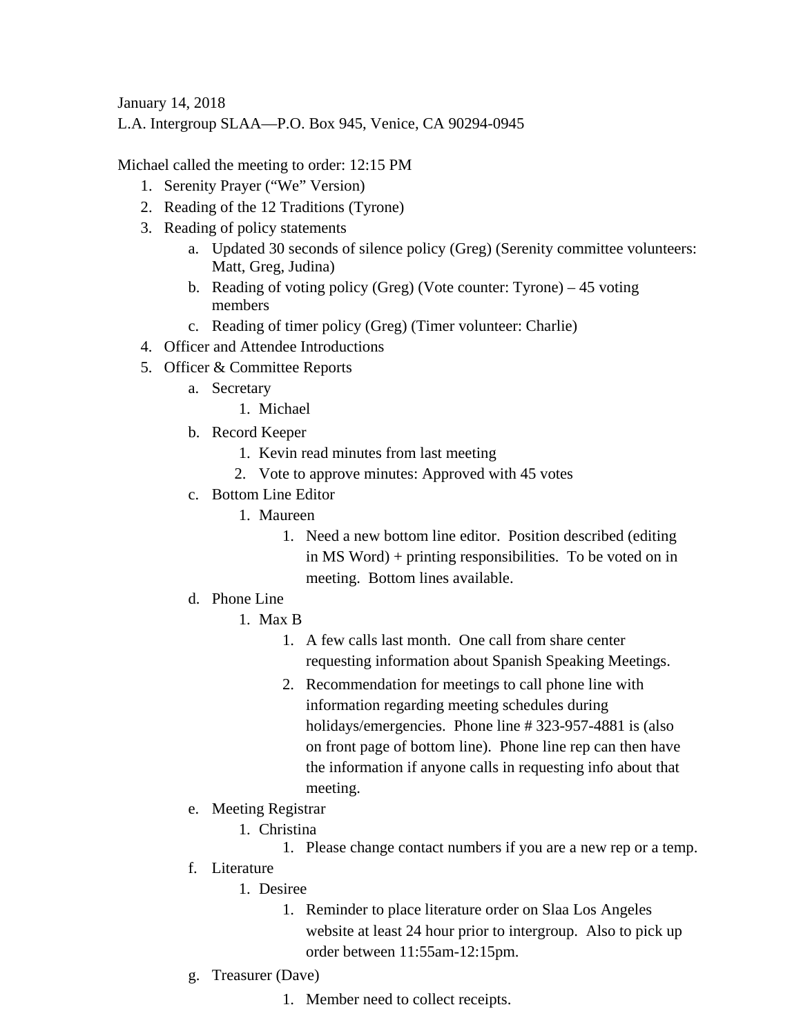January 14, 2018

L.A. Intergroup SLAA—P.O. Box 945, Venice, CA 90294-0945

Michael called the meeting to order: 12:15 PM

1. Serenity Prayer ("We" Version)
2. Reading of the 12 Traditions (Tyrone)
3. Reading of policy statements
   a. Updated 30 seconds of silence policy (Greg) (Serenity committee volunteers: Matt, Greg, Judina)
   b. Reading of voting policy (Greg) (Vote counter: Tyrone) – 45 voting members
   c. Reading of timer policy (Greg) (Timer volunteer: Charlie)
4. Officer and Attendee Introductions
5. Officer & Committee Reports
   a. Secretary
      1. Michael
   b. Record Keeper
      1. Kevin read minutes from last meeting
      2. Vote to approve minutes: Approved with 45 votes
   c. Bottom Line Editor
      1. Maureen
         1. Need a new bottom line editor. Position described (editing in MS Word) + printing responsibilities. To be voted on in meeting. Bottom lines available.
   d. Phone Line
      1. Max B
         1. A few calls last month. One call from share center requesting information about Spanish Speaking Meetings.
         2. Recommendation for meetings to call phone line with information regarding meeting schedules during holidays/emergencies. Phone line # 323-957-4881 is (also on front page of bottom line). Phone line rep can then have the information if anyone calls in requesting info about that meeting.
   e. Meeting Registrar
      1. Christina
         1. Please change contact numbers if you are a new rep or a temp.
   f. Literature
      1. Desiree
         1. Reminder to place literature order on Slaa Los Angeles website at least 24 hour prior to intergroup. Also to pick up order between 11:55am-12:15pm.
   g. Treasurer (Dave)
         1. Member need to collect receipts.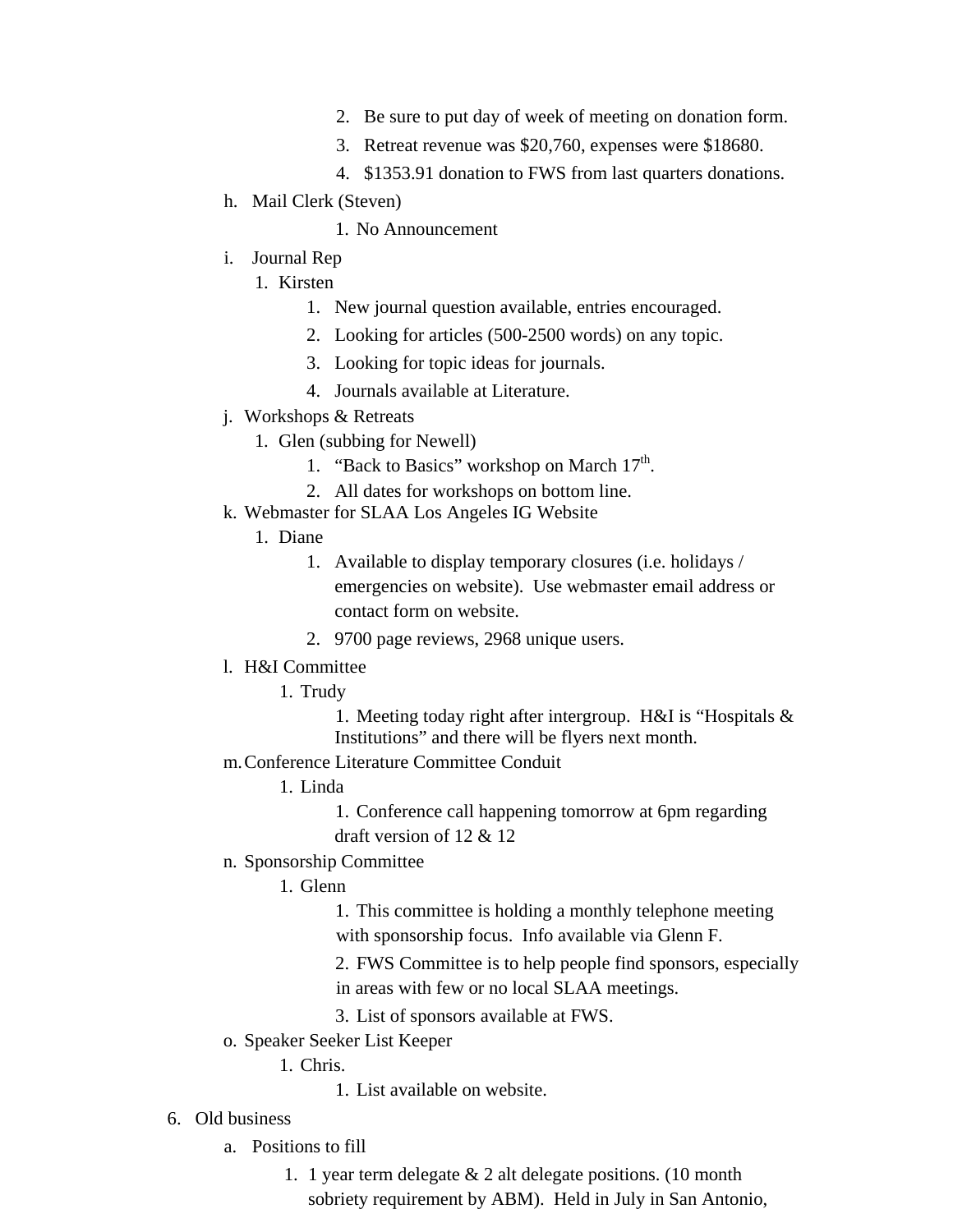2. Be sure to put day of week of meeting on donation form.
   3. Retreat revenue was $20,760, expenses were $18680.
   4. $1353.91 donation to FWS from last quarters donations.

h. Mail Clerk (Steven)
   1. No Announcement

i. Journal Rep
   1. Kirsten
      1. New journal question available, entries encouraged.
      2. Looking for articles (500-2500 words) on any topic.
      3. Looking for topic ideas for journals.
      4. Journals available at Literature.

j. Workshops & Retreats
   1. Glen (subbing for Newell)
      1. “Back to Basics” workshop on March 17th.
      2. All dates for workshops on bottom line.

k. Webmaster for SLAA Los Angeles IG Website
   1. Diane
      1. Available to display temporary closures (i.e. holidays / emergencies on website). Use webmaster email address or contact form on website.
      2. 9700 page reviews, 2968 unique users.

l. H&I Committee
   1. Trudy
      1. Meeting today right after intergroup. H&I is “Hospitals & Institutions” and there will be flyers next month.

m. Conference Literature Committee Conduit
   1. Linda
      1. Conference call happening tomorrow at 6pm regarding draft version of 12 & 12

n. Sponsorship Committee
   1. Glenn
      1. This committee is holding a monthly telephone meeting with sponsorship focus. Info available via Glenn F.
      2. FWS Committee is to help people find sponsors, especially in areas with few or no local SLAA meetings.
      3. List of sponsors available at FWS.

o. Speaker Seeker List Keeper
   1. Chris.
      1. List available on website.

6. Old business
   a. Positions to fill
      1. 1 year term delegate & 2 alt delegate positions. (10 month sobriety requirement by ABM). Held in July in San Antonio,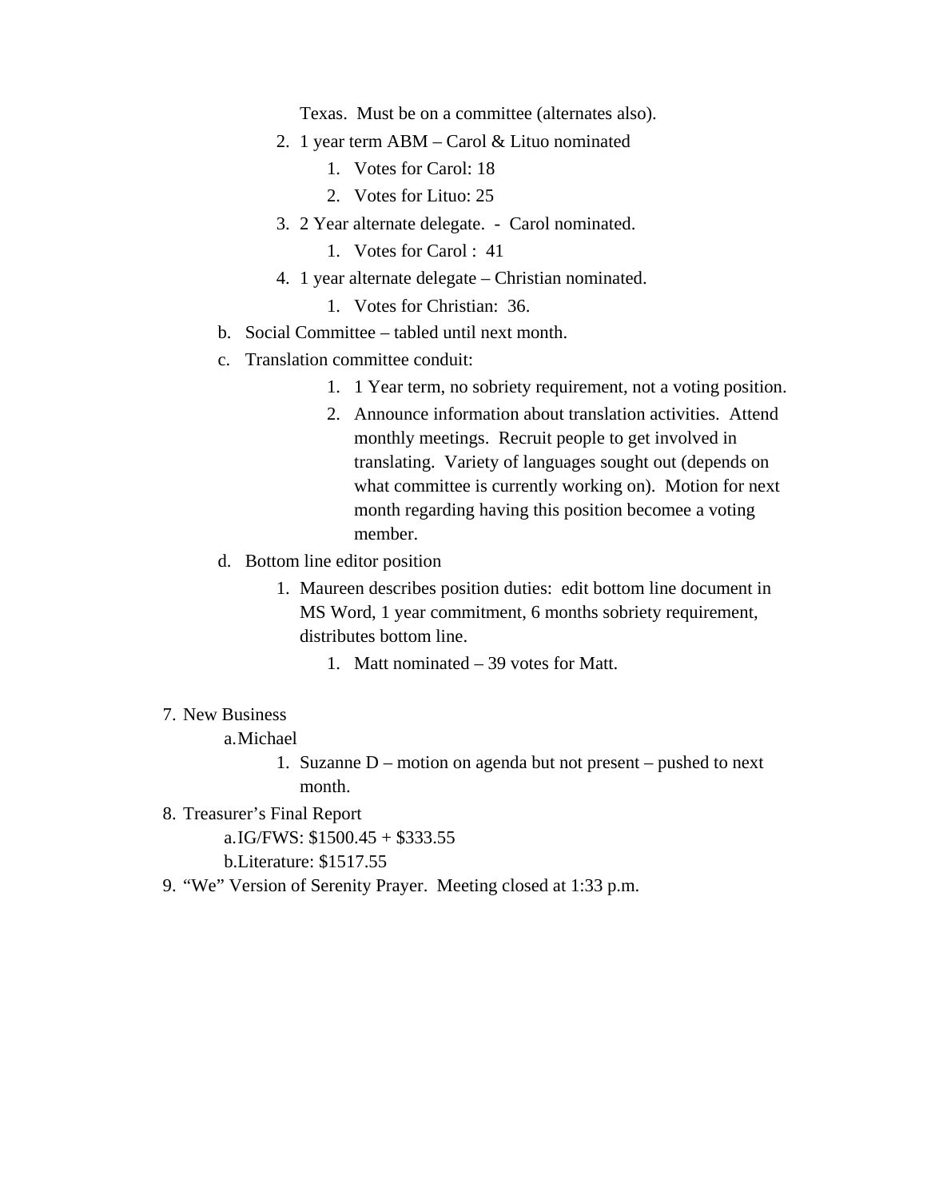Texas. Must be on a committee (alternates also).

2. 1 year term ABM – Carol & Lituo nominated
    1. Votes for Carol: 18
    2. Votes for Lituo: 25
3. 2 Year alternate delegate. - Carol nominated.
    1. Votes for Carol : 41
4. 1 year alternate delegate – Christian nominated.
    1. Votes for Christian: 36.

b. Social Committee – tabled until next month.

c. Translation committee conduit:
   1. 1 Year term, no sobriety requirement, not a voting position.
   2. Announce information about translation activities. Attend monthly meetings. Recruit people to get involved in translating. Variety of languages sought out (depends on what committee is currently working on). Motion for next month regarding having this position becomee a voting member.

d. Bottom line editor position
   1. Maureen describes position duties: edit bottom line document in MS Word, 1 year commitment, 6 months sobriety requirement, distributes bottom line.
       1. Matt nominated – 39 votes for Matt.

7. New Business
   a. Michael
      1. Suzanne D – motion on agenda but not present – pushed to next month.
8. Treasurer's Final Report
   a. IG/FWS: $1500.45 + $333.55
   b. Literature: $1517.55
9. "We" Version of Serenity Prayer. Meeting closed at 1:33 p.m.